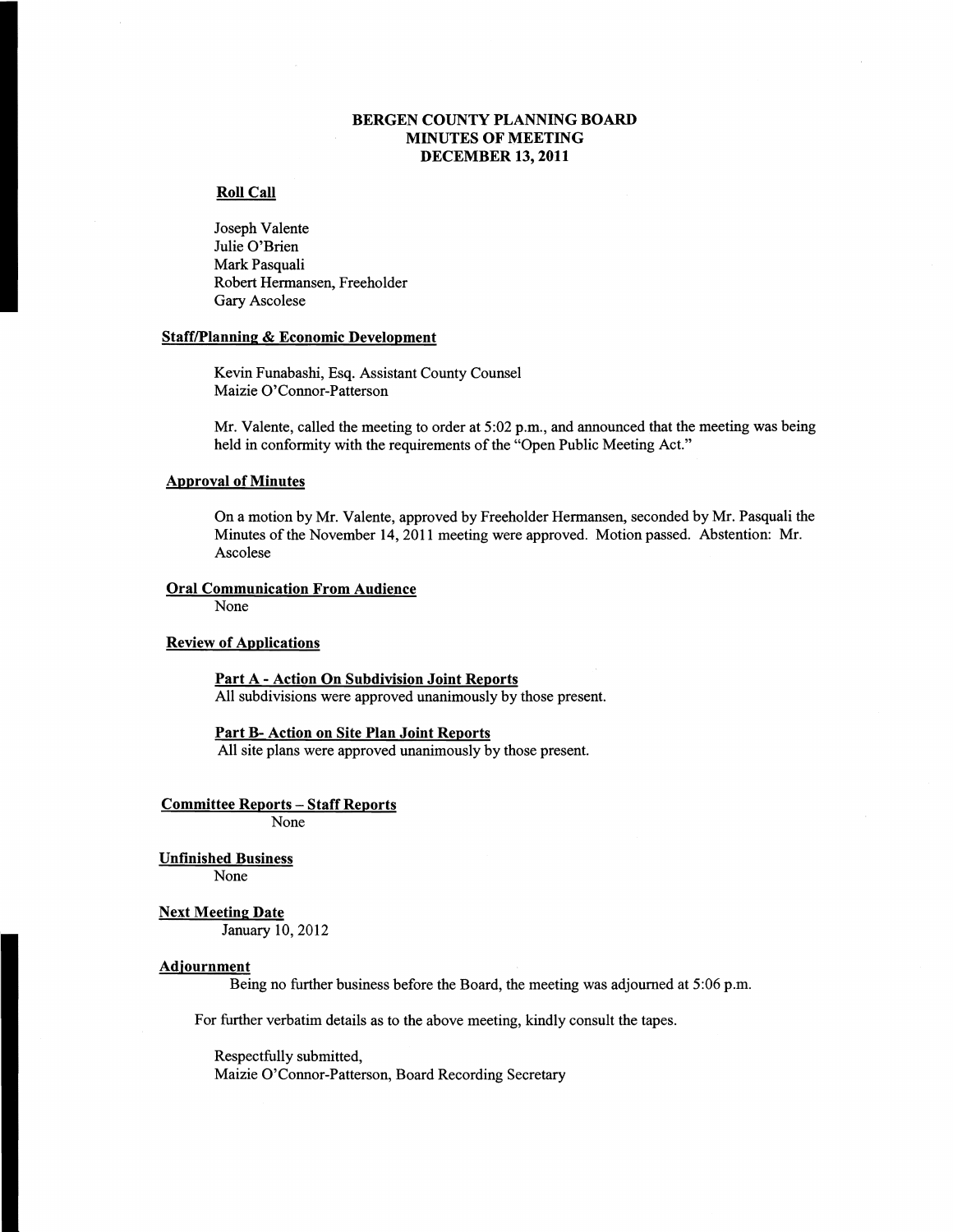# BERGEN COUNTY PLANNING BOARD
## MINUTES OF MEETING
## DECEMBER 13, 2011

**Roll Call**

Joseph Valente
Julie O'Brien
Mark Pasquali
Robert Hermansen, Freeholder
Gary Ascolese

**Staff/Planning & Economic Development**

Kevin Funabashi, Esq. Assistant County Counsel
Maizie O'Connor-Patterson

Mr. Valente, called the meeting to order at 5:02 p.m., and announced that the meeting was being held in conformity with the requirements of the "Open Public Meeting Act."

**Approval of Minutes**

On a motion by Mr. Valente, approved by Freeholder Hermansen, seconded by Mr. Pasquali the Minutes of the November 14, 2011 meeting were approved. Motion passed. Abstention: Mr. Ascolese

**Oral Communication From Audience**

None

**Review of Applications**

**Part A - Action On Subdivision Joint Reports**
All subdivisions were approved unanimously by those present.

**Part B- Action on Site Plan Joint Reports**
All site plans were approved unanimously by those present.

**Committee Reports – Staff Reports**

None

**Unfinished Business**

None

**Next Meeting Date**

January 10, 2012

**Adjournment**

Being no further business before the Board, the meeting was adjourned at 5:06 p.m.

For further verbatim details as to the above meeting, kindly consult the tapes.

Respectfully submitted,
Maizie O'Connor-Patterson, Board Recording Secretary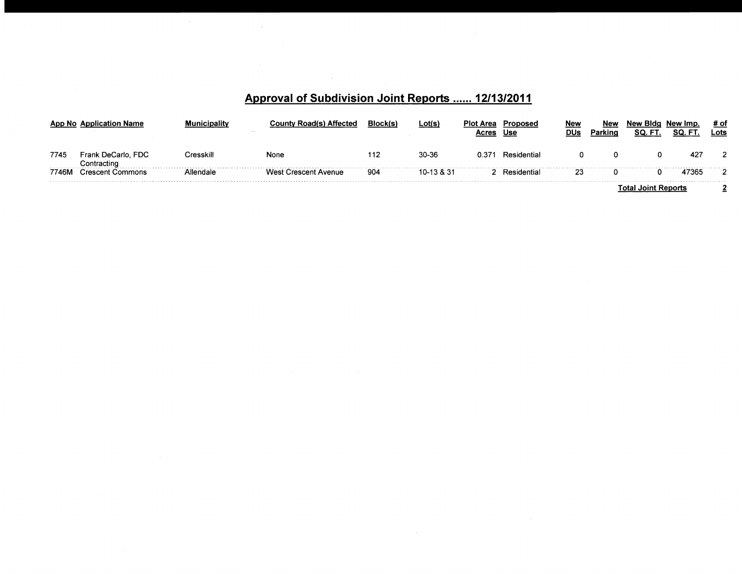## Approval of Subdivision Joint Reports ...... 12/13/2011

| App No | Application Name | Municipality | County Road(s) Affected | Block(s) | Lot(s) | Plot Area Acres | Proposed Use | New DUs | New Parking | New Bldg SQ. FT. | New Imp. SQ. FT. | # of Lots |
|---|---|---|---|---|---|---|---|---|---|---|---|---|
| 7745 | Frank DeCarlo, FDC Contracting | Cresskill | None | 112 | 30-36 | 0.371 | Residential | 0 | 0 | 0 | 427 | 2 |
| 7746M | Crescent Commons | Allendale | West Crescent Avenue | 904 | 10-13 & 31 | 2 | Residential | 23 | 0 | 0 | 47365 | 2 |
| | | | | | | | | | | **Total Joint Reports** | | **2** |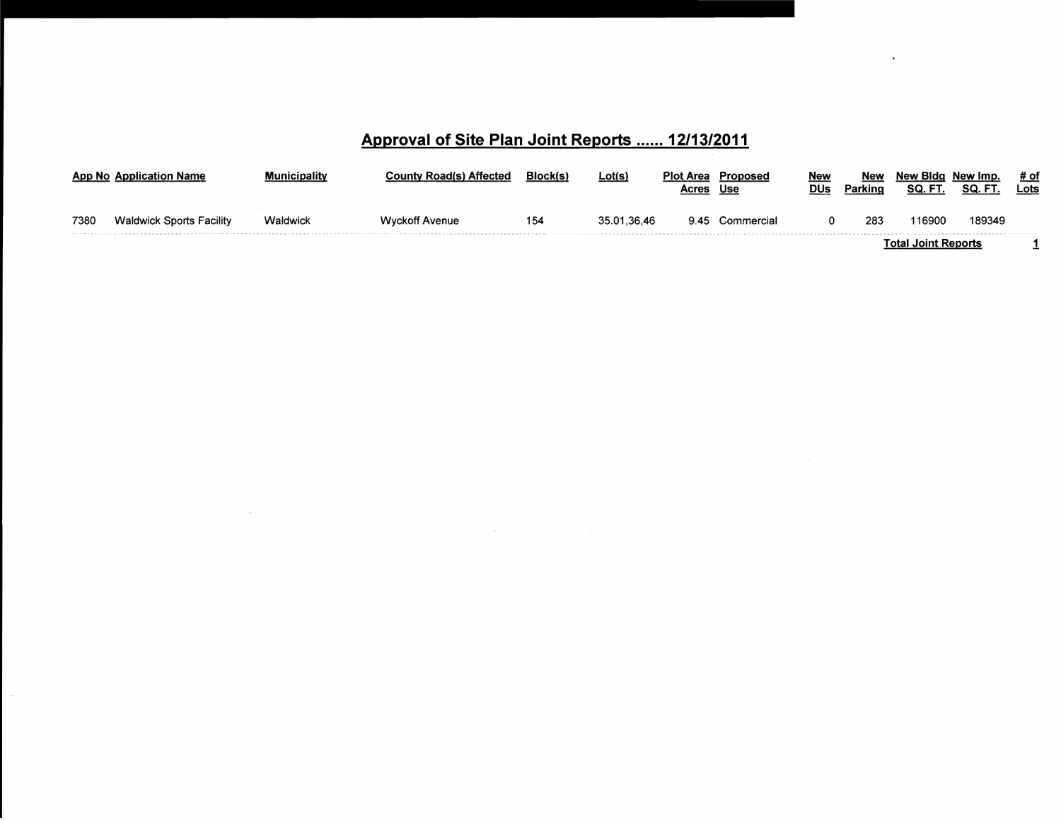## Approval of Site Plan Joint Reports ...... 12/13/2011

| App No | Application Name | Municipality | County Road(s) Affected | Block(s) | Lot(s) | Plot Area Acres | Proposed Use | New DUs | New Parking | New Bldg SQ. FT. | New Imp. SQ. FT. | # of Lots |
|---|---|---|---|---|---|---|---|---|---|---|---|---|
| 7380 | Waldwick Sports Facility | Waldwick | Wyckoff Avenue | 154 | 35.01,36,46 | 9.45 | Commercial | 0 | 283 | 116900 | 189349 | |

**Total Joint Reports** **1**